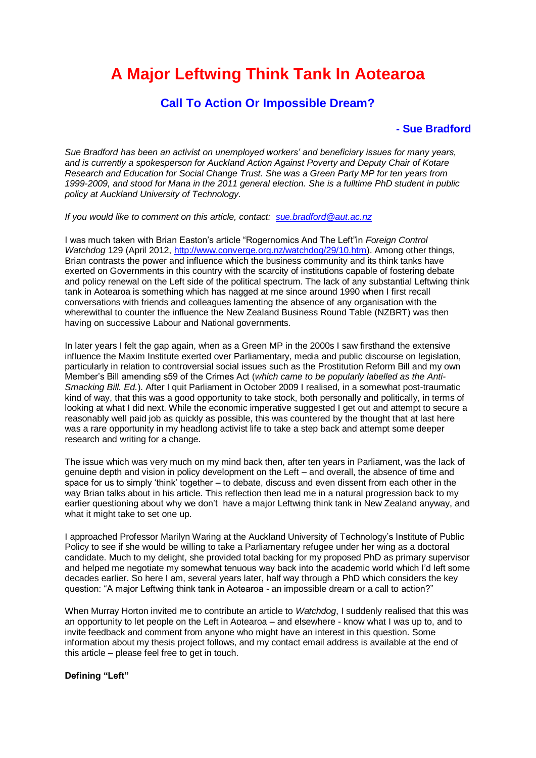# A Major Leftwing Think Tank In Aotearoa

## Call To Action Or Impossible Dream?

### - Sue Bradford

*Sue Bradford has been an activist on unemployed workers' and beneficiary issues for many years, and is currently a spokesperson for Auckland Action Against Poverty and Deputy Chair of Kotare Research and Education for Social Change Trust. She was a Green Party MP for ten years from 1999-2009, and stood for Mana in the 2011 general election. She is a fulltime PhD student in public policy at Auckland University of Technology.*

*If you would like to comment on this article, contact: [sue.bradford@aut.ac.nz](mailto:sue.bradford@aut.ac.nz)*

I was much taken with Brian Easton's article "Rogernomics And The Left"in *Foreign Control Watchdog* 129 (April 2012, [http://www.converge.org.nz/watchdog/29/10.htm](http://www.converge.org.nz/watchdog/29/10.htm)). Among other things, Brian contrasts the power and influence which the business community and its think tanks have exerted on Governments in this country with the scarcity of institutions capable of fostering debate and policy renewal on the Left side of the political spectrum. The lack of any substantial Leftwing think tank in Aotearoa is something which has nagged at me since around 1990 when I first recall conversations with friends and colleagues lamenting the absence of any organisation with the wherewithal to counter the influence the New Zealand Business Round Table (NZBRT) was then having on successive Labour and National governments.

In later years I felt the gap again, when as a Green MP in the 2000s I saw firsthand the extensive influence the Maxim Institute exerted over Parliamentary, media and public discourse on legislation, particularly in relation to controversial social issues such as the Prostitution Reform Bill and my own Member's Bill amending s59 of the Crimes Act (*which came to be popularly labelled as the Anti-Smacking Bill. Ed.*). After I quit Parliament in October 2009 I realised, in a somewhat post-traumatic kind of way, that this was a good opportunity to take stock, both personally and politically, in terms of looking at what I did next. While the economic imperative suggested I get out and attempt to secure a reasonably well paid job as quickly as possible, this was countered by the thought that at last here was a rare opportunity in my headlong activist life to take a step back and attempt some deeper research and writing for a change.

The issue which was very much on my mind back then, after ten years in Parliament, was the lack of genuine depth and vision in policy development on the Left – and overall, the absence of time and space for us to simply 'think' together – to debate, discuss and even dissent from each other in the way Brian talks about in his article. This reflection then lead me in a natural progression back to my earlier questioning about why we don't have a major Leftwing think tank in New Zealand anyway, and what it might take to set one up.

I approached Professor Marilyn Waring at the Auckland University of Technology's Institute of Public Policy to see if she would be willing to take a Parliamentary refugee under her wing as a doctoral candidate. Much to my delight, she provided total backing for my proposed PhD as primary supervisor and helped me negotiate my somewhat tenuous way back into the academic world which I'd left some decades earlier. So here I am, several years later, half way through a PhD which considers the key question: "A major Leftwing think tank in Aotearoa - an impossible dream or a call to action?"

When Murray Horton invited me to contribute an article to *Watchdog*, I suddenly realised that this was an opportunity to let people on the Left in Aotearoa – and elsewhere - know what I was up to, and to invite feedback and comment from anyone who might have an interest in this question. Some information about my thesis project follows, and my contact email address is available at the end of this article – please feel free to get in touch.

**Defining "Left"**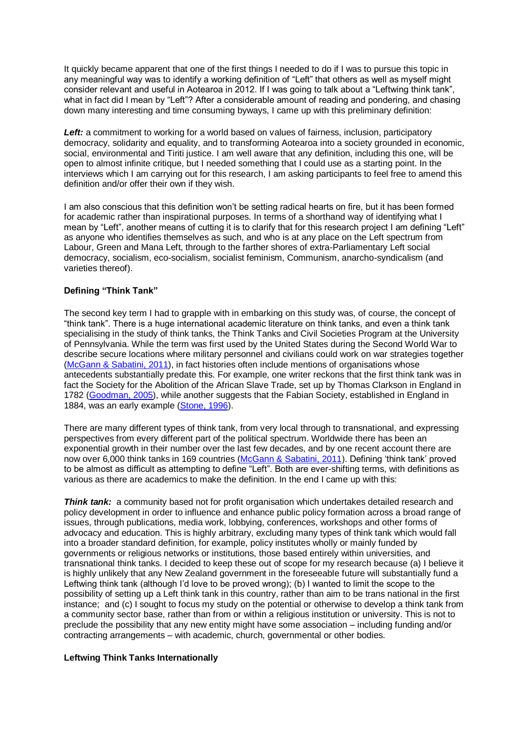It quickly became apparent that one of the first things I needed to do if I was to pursue this topic in any meaningful way was to identify a working definition of "Left" that others as well as myself might consider relevant and useful in Aotearoa in 2012. If I was going to talk about a "Leftwing think tank", what in fact did I mean by "Left"? After a considerable amount of reading and pondering, and chasing down many interesting and time consuming byways, I came up with this preliminary definition:

***Left:*** a commitment to working for a world based on values of fairness, inclusion, participatory democracy, solidarity and equality, and to transforming Aotearoa into a society grounded in economic, social, environmental and Tiriti justice. I am well aware that any definition, including this one, will be open to almost infinite critique, but I needed something that I could use as a starting point. In the interviews which I am carrying out for this research, I am asking participants to feel free to amend this definition and/or offer their own if they wish.

I am also conscious that this definition won't be setting radical hearts on fire, but it has been formed for academic rather than inspirational purposes. In terms of a shorthand way of identifying what I mean by "Left", another means of cutting it is to clarify that for this research project I am defining "Left" as anyone who identifies themselves as such, and who is at any place on the Left spectrum from Labour, Green and Mana Left, through to the farther shores of extra-Parliamentary Left social democracy, socialism, eco-socialism, socialist feminism, Communism, anarcho-syndicalism (and varieties thereof).

**Defining "Think Tank"**

The second key term I had to grapple with in embarking on this study was, of course, the concept of "think tank". There is a huge international academic literature on think tanks, and even a think tank specialising in the study of think tanks, the Think Tanks and Civil Societies Program at the University of Pennsylvania. While the term was first used by the United States during the Second World War to describe secure locations where military personnel and civilians could work on war strategies together (McGann & Sabatini, 2011), in fact histories often include mentions of organisations whose antecedents substantially predate this. For example, one writer reckons that the first think tank was in fact the Society for the Abolition of the African Slave Trade, set up by Thomas Clarkson in England in 1782 (Goodman, 2005), while another suggests that the Fabian Society, established in England in 1884, was an early example (Stone, 1996).

There are many different types of think tank, from very local through to transnational, and expressing perspectives from every different part of the political spectrum. Worldwide there has been an exponential growth in their number over the last few decades, and by one recent account there are now over 6,000 think tanks in 169 countries (McGann & Sabatini, 2011). Defining 'think tank' proved to be almost as difficult as attempting to define "Left". Both are ever-shifting terms, with definitions as various as there are academics to make the definition. In the end I came up with this:

***Think tank:*** a community based not for profit organisation which undertakes detailed research and policy development in order to influence and enhance public policy formation across a broad range of issues, through publications, media work, lobbying, conferences, workshops and other forms of advocacy and education. This is highly arbitrary, excluding many types of think tank which would fall into a broader standard definition, for example, policy institutes wholly or mainly funded by governments or religious networks or institutions, those based entirely within universities, and transnational think tanks. I decided to keep these out of scope for my research because (a) I believe it is highly unlikely that any New Zealand government in the foreseeable future will substantially fund a Leftwing think tank (although I'd love to be proved wrong); (b) I wanted to limit the scope to the possibility of setting up a Left think tank in this country, rather than aim to be trans national in the first instance; and (c) I sought to focus my study on the potential or otherwise to develop a think tank from a community sector base, rather than from or within a religious institution or university. This is not to preclude the possibility that any new entity might have some association – including funding and/or contracting arrangements – with academic, church, governmental or other bodies.

**Leftwing Think Tanks Internationally**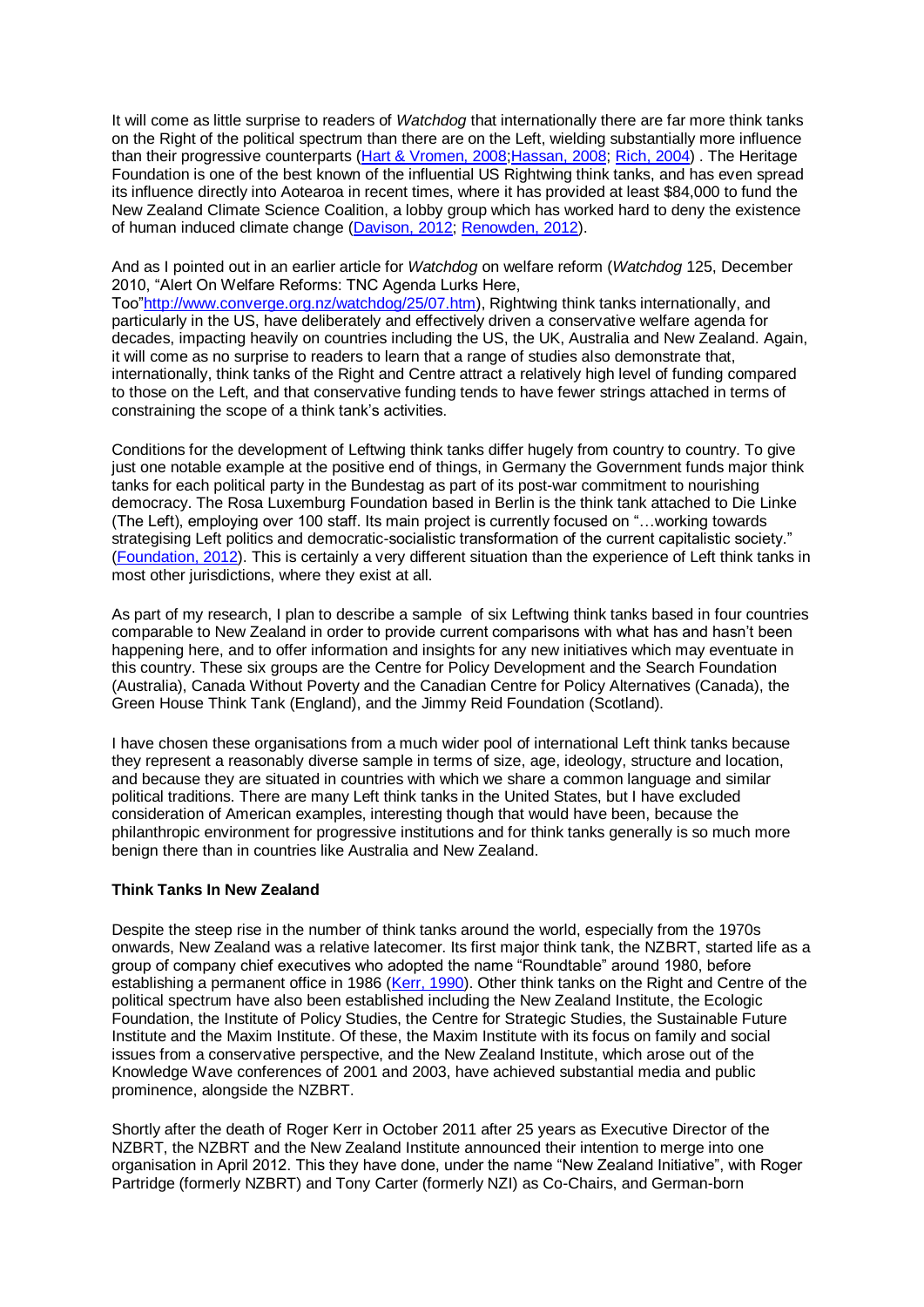It will come as little surprise to readers of *Watchdog* that internationally there are far more think tanks on the Right of the political spectrum than there are on the Left, wielding substantially more influence than their progressive counterparts (Hart & Vromen, 2008;Hassan, 2008; Rich, 2004) . The Heritage Foundation is one of the best known of the influential US Rightwing think tanks, and has even spread its influence directly into Aotearoa in recent times, where it has provided at least $84,000 to fund the New Zealand Climate Science Coalition, a lobby group which has worked hard to deny the existence of human induced climate change (Davison, 2012; Renowden, 2012).

And as I pointed out in an earlier article for *Watchdog* on welfare reform (*Watchdog* 125, December 2010, "Alert On Welfare Reforms: TNC Agenda Lurks Here, Too"http://www.converge.org.nz/watchdog/25/07.htm), Rightwing think tanks internationally, and particularly in the US, have deliberately and effectively driven a conservative welfare agenda for decades, impacting heavily on countries including the US, the UK, Australia and New Zealand. Again, it will come as no surprise to readers to learn that a range of studies also demonstrate that, internationally, think tanks of the Right and Centre attract a relatively high level of funding compared to those on the Left, and that conservative funding tends to have fewer strings attached in terms of constraining the scope of a think tank's activities.

Conditions for the development of Leftwing think tanks differ hugely from country to country. To give just one notable example at the positive end of things, in Germany the Government funds major think tanks for each political party in the Bundestag as part of its post-war commitment to nourishing democracy. The Rosa Luxemburg Foundation based in Berlin is the think tank attached to Die Linke (The Left), employing over 100 staff. Its main project is currently focused on "…working towards strategising Left politics and democratic-socialistic transformation of the current capitalistic society." (Foundation, 2012). This is certainly a very different situation than the experience of Left think tanks in most other jurisdictions, where they exist at all.

As part of my research, I plan to describe a sample of six Leftwing think tanks based in four countries comparable to New Zealand in order to provide current comparisons with what has and hasn't been happening here, and to offer information and insights for any new initiatives which may eventuate in this country. These six groups are the Centre for Policy Development and the Search Foundation (Australia), Canada Without Poverty and the Canadian Centre for Policy Alternatives (Canada), the Green House Think Tank (England), and the Jimmy Reid Foundation (Scotland).

I have chosen these organisations from a much wider pool of international Left think tanks because they represent a reasonably diverse sample in terms of size, age, ideology, structure and location, and because they are situated in countries with which we share a common language and similar political traditions. There are many Left think tanks in the United States, but I have excluded consideration of American examples, interesting though that would have been, because the philanthropic environment for progressive institutions and for think tanks generally is so much more benign there than in countries like Australia and New Zealand.

**Think Tanks In New Zealand**

Despite the steep rise in the number of think tanks around the world, especially from the 1970s onwards, New Zealand was a relative latecomer. Its first major think tank, the NZBRT, started life as a group of company chief executives who adopted the name "Roundtable" around 1980, before establishing a permanent office in 1986 (Kerr, 1990). Other think tanks on the Right and Centre of the political spectrum have also been established including the New Zealand Institute, the Ecologic Foundation, the Institute of Policy Studies, the Centre for Strategic Studies, the Sustainable Future Institute and the Maxim Institute. Of these, the Maxim Institute with its focus on family and social issues from a conservative perspective, and the New Zealand Institute, which arose out of the Knowledge Wave conferences of 2001 and 2003, have achieved substantial media and public prominence, alongside the NZBRT.

Shortly after the death of Roger Kerr in October 2011 after 25 years as Executive Director of the NZBRT, the NZBRT and the New Zealand Institute announced their intention to merge into one organisation in April 2012. This they have done, under the name "New Zealand Initiative", with Roger Partridge (formerly NZBRT) and Tony Carter (formerly NZI) as Co-Chairs, and German-born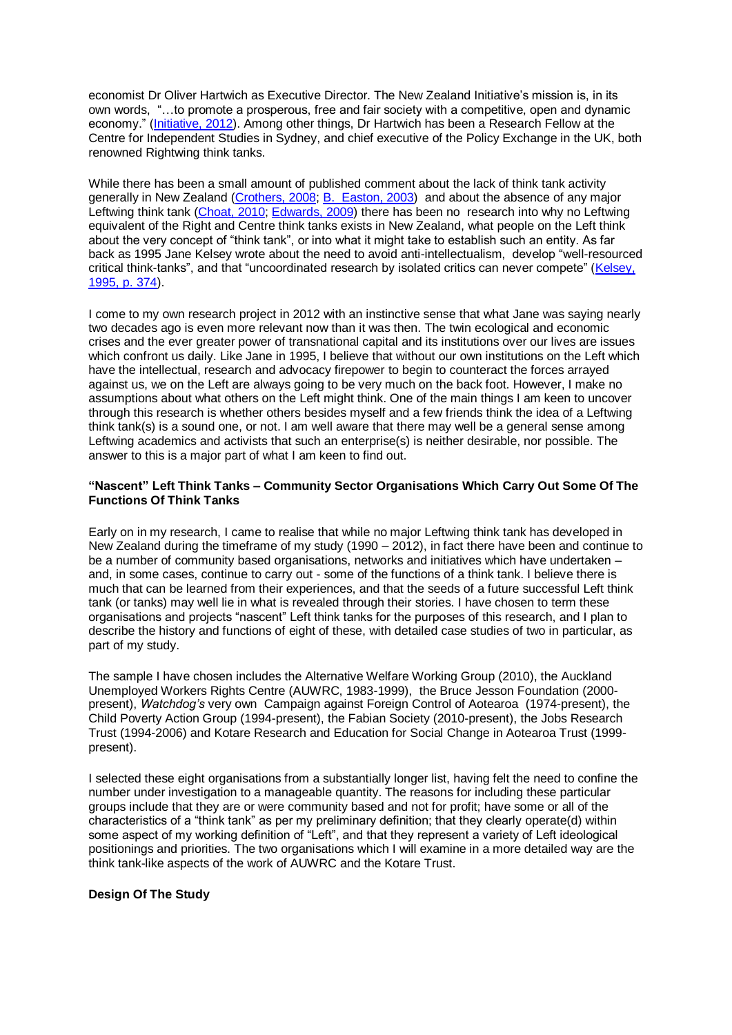economist Dr Oliver Hartwich as Executive Director. The New Zealand Initiative's mission is, in its own words, "…to promote a prosperous, free and fair society with a competitive, open and dynamic economy." (Initiative, 2012). Among other things, Dr Hartwich has been a Research Fellow at the Centre for Independent Studies in Sydney, and chief executive of the Policy Exchange in the UK, both renowned Rightwing think tanks.

While there has been a small amount of published comment about the lack of think tank activity generally in New Zealand (Crothers, 2008; B. Easton, 2003) and about the absence of any major Leftwing think tank (Choat, 2010; Edwards, 2009) there has been no research into why no Leftwing equivalent of the Right and Centre think tanks exists in New Zealand, what people on the Left think about the very concept of "think tank", or into what it might take to establish such an entity. As far back as 1995 Jane Kelsey wrote about the need to avoid anti-intellectualism, develop "well-resourced critical think-tanks", and that "uncoordinated research by isolated critics can never compete" (Kelsey, 1995, p. 374).

I come to my own research project in 2012 with an instinctive sense that what Jane was saying nearly two decades ago is even more relevant now than it was then. The twin ecological and economic crises and the ever greater power of transnational capital and its institutions over our lives are issues which confront us daily. Like Jane in 1995, I believe that without our own institutions on the Left which have the intellectual, research and advocacy firepower to begin to counteract the forces arrayed against us, we on the Left are always going to be very much on the back foot. However, I make no assumptions about what others on the Left might think. One of the main things I am keen to uncover through this research is whether others besides myself and a few friends think the idea of a Leftwing think tank(s) is a sound one, or not. I am well aware that there may well be a general sense among Leftwing academics and activists that such an enterprise(s) is neither desirable, nor possible. The answer to this is a major part of what I am keen to find out.

**"Nascent" Left Think Tanks – Community Sector Organisations Which Carry Out Some Of The Functions Of Think Tanks**

Early on in my research, I came to realise that while no major Leftwing think tank has developed in New Zealand during the timeframe of my study (1990 – 2012), in fact there have been and continue to be a number of community based organisations, networks and initiatives which have undertaken – and, in some cases, continue to carry out - some of the functions of a think tank. I believe there is much that can be learned from their experiences, and that the seeds of a future successful Left think tank (or tanks) may well lie in what is revealed through their stories. I have chosen to term these organisations and projects "nascent" Left think tanks for the purposes of this research, and I plan to describe the history and functions of eight of these, with detailed case studies of two in particular, as part of my study.

The sample I have chosen includes the Alternative Welfare Working Group (2010), the Auckland Unemployed Workers Rights Centre (AUWRC, 1983-1999), the Bruce Jesson Foundation (2000-present), *Watchdog's* very own Campaign against Foreign Control of Aotearoa (1974-present), the Child Poverty Action Group (1994-present), the Fabian Society (2010-present), the Jobs Research Trust (1994-2006) and Kotare Research and Education for Social Change in Aotearoa Trust (1999-present).

I selected these eight organisations from a substantially longer list, having felt the need to confine the number under investigation to a manageable quantity. The reasons for including these particular groups include that they are or were community based and not for profit; have some or all of the characteristics of a "think tank" as per my preliminary definition; that they clearly operate(d) within some aspect of my working definition of "Left", and that they represent a variety of Left ideological positionings and priorities. The two organisations which I will examine in a more detailed way are the think tank-like aspects of the work of AUWRC and the Kotare Trust.

**Design Of The Study**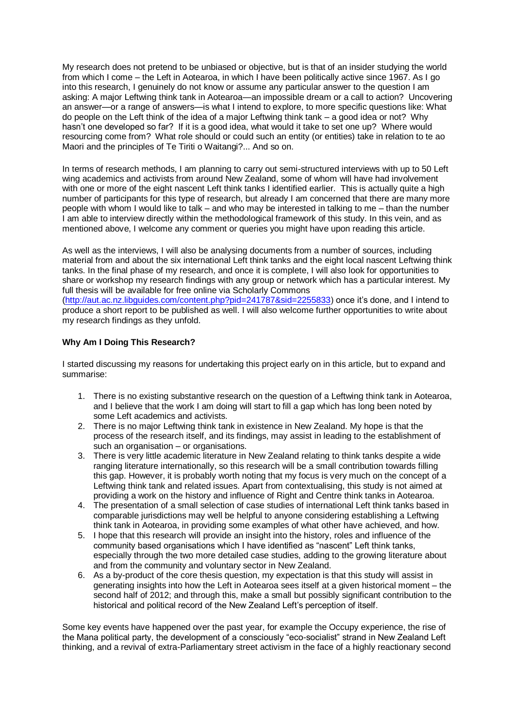My research does not pretend to be unbiased or objective, but is that of an insider studying the world from which I come – the Left in Aotearoa, in which I have been politically active since 1967. As I go into this research, I genuinely do not know or assume any particular answer to the question I am asking: A major Leftwing think tank in Aotearoa—an impossible dream or a call to action? Uncovering an answer—or a range of answers—is what I intend to explore, to more specific questions like: What do people on the Left think of the idea of a major Leftwing think tank – a good idea or not? Why hasn't one developed so far? If it is a good idea, what would it take to set one up? Where would resourcing come from? What role should or could such an entity (or entities) take in relation to te ao Maori and the principles of Te Tiriti o Waitangi?... And so on.

In terms of research methods, I am planning to carry out semi-structured interviews with up to 50 Left wing academics and activists from around New Zealand, some of whom will have had involvement with one or more of the eight nascent Left think tanks I identified earlier. This is actually quite a high number of participants for this type of research, but already I am concerned that there are many more people with whom I would like to talk – and who may be interested in talking to me – than the number I am able to interview directly within the methodological framework of this study. In this vein, and as mentioned above, I welcome any comment or queries you might have upon reading this article.

As well as the interviews, I will also be analysing documents from a number of sources, including material from and about the six international Left think tanks and the eight local nascent Leftwing think tanks. In the final phase of my research, and once it is complete, I will also look for opportunities to share or workshop my research findings with any group or network which has a particular interest. My full thesis will be available for free online via Scholarly Commons (http://aut.ac.nz.libguides.com/content.php?pid=241787&sid=2255833) once it's done, and I intend to produce a short report to be published as well. I will also welcome further opportunities to write about my research findings as they unfold.

**Why Am I Doing This Research?**

I started discussing my reasons for undertaking this project early on in this article, but to expand and summarise:

1. There is no existing substantive research on the question of a Leftwing think tank in Aotearoa, and I believe that the work I am doing will start to fill a gap which has long been noted by some Left academics and activists.
2. There is no major Leftwing think tank in existence in New Zealand. My hope is that the process of the research itself, and its findings, may assist in leading to the establishment of such an organisation – or organisations.
3. There is very little academic literature in New Zealand relating to think tanks despite a wide ranging literature internationally, so this research will be a small contribution towards filling this gap. However, it is probably worth noting that my focus is very much on the concept of a Leftwing think tank and related issues. Apart from contextualising, this study is not aimed at providing a work on the history and influence of Right and Centre think tanks in Aotearoa.
4. The presentation of a small selection of case studies of international Left think tanks based in comparable jurisdictions may well be helpful to anyone considering establishing a Leftwing think tank in Aotearoa, in providing some examples of what other have achieved, and how.
5. I hope that this research will provide an insight into the history, roles and influence of the community based organisations which I have identified as "nascent" Left think tanks, especially through the two more detailed case studies, adding to the growing literature about and from the community and voluntary sector in New Zealand.
6. As a by-product of the core thesis question, my expectation is that this study will assist in generating insights into how the Left in Aotearoa sees itself at a given historical moment – the second half of 2012; and through this, make a small but possibly significant contribution to the historical and political record of the New Zealand Left's perception of itself.

Some key events have happened over the past year, for example the Occupy experience, the rise of the Mana political party, the development of a consciously "eco-socialist" strand in New Zealand Left thinking, and a revival of extra-Parliamentary street activism in the face of a highly reactionary second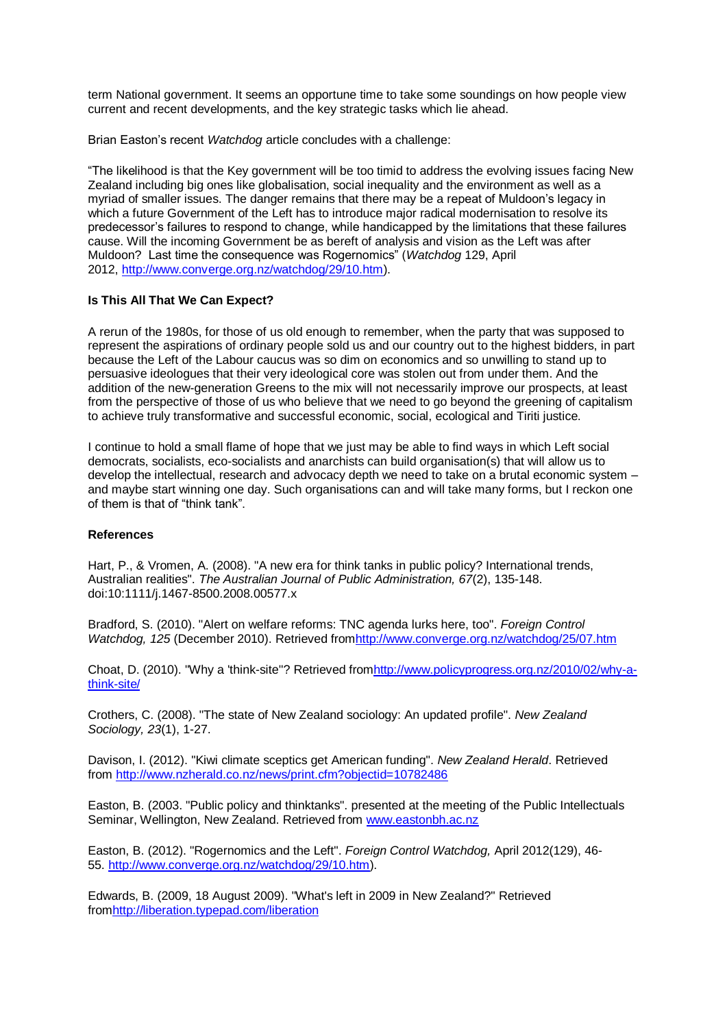term National government. It seems an opportune time to take some soundings on how people view current and recent developments, and the key strategic tasks which lie ahead.

Brian Easton's recent *Watchdog* article concludes with a challenge:

"The likelihood is that the Key government will be too timid to address the evolving issues facing New Zealand including big ones like globalisation, social inequality and the environment as well as a myriad of smaller issues. The danger remains that there may be a repeat of Muldoon's legacy in which a future Government of the Left has to introduce major radical modernisation to resolve its predecessor's failures to respond to change, while handicapped by the limitations that these failures cause. Will the incoming Government be as bereft of analysis and vision as the Left was after Muldoon? Last time the consequence was Rogernomics" (*Watchdog* 129, April 2012, http://www.converge.org.nz/watchdog/29/10.htm).

**Is This All That We Can Expect?**

A rerun of the 1980s, for those of us old enough to remember, when the party that was supposed to represent the aspirations of ordinary people sold us and our country out to the highest bidders, in part because the Left of the Labour caucus was so dim on economics and so unwilling to stand up to persuasive ideologues that their very ideological core was stolen out from under them. And the addition of the new-generation Greens to the mix will not necessarily improve our prospects, at least from the perspective of those of us who believe that we need to go beyond the greening of capitalism to achieve truly transformative and successful economic, social, ecological and Tiriti justice.

I continue to hold a small flame of hope that we just may be able to find ways in which Left social democrats, socialists, eco-socialists and anarchists can build organisation(s) that will allow us to develop the intellectual, research and advocacy depth we need to take on a brutal economic system – and maybe start winning one day. Such organisations can and will take many forms, but I reckon one of them is that of "think tank".

**References**

Hart, P., & Vromen, A. (2008). "A new era for think tanks in public policy? International trends, Australian realities". *The Australian Journal of Public Administration, 67*(2), 135-148. doi:10:1111/j.1467-8500.2008.00577.x

Bradford, S. (2010). "Alert on welfare reforms: TNC agenda lurks here, too". *Foreign Control Watchdog, 125* (December 2010). Retrieved fromhttp://www.converge.org.nz/watchdog/25/07.htm

Choat, D. (2010). "Why a 'think-site"? Retrieved fromhttp://www.policyprogress.org.nz/2010/02/why-a-think-site/

Crothers, C. (2008). "The state of New Zealand sociology: An updated profile". *New Zealand Sociology, 23*(1), 1-27.

Davison, I. (2012). "Kiwi climate sceptics get American funding". *New Zealand Herald*. Retrieved from http://www.nzherald.co.nz/news/print.cfm?objectid=10782486

Easton, B. (2003. "Public policy and thinktanks". presented at the meeting of the Public Intellectuals Seminar, Wellington, New Zealand. Retrieved from www.eastonbh.ac.nz

Easton, B. (2012). "Rogernomics and the Left". *Foreign Control Watchdog,* April 2012(129), 46-55. http://www.converge.org.nz/watchdog/29/10.htm).

Edwards, B. (2009, 18 August 2009). "What's left in 2009 in New Zealand?" Retrieved fromhttp://liberation.typepad.com/liberation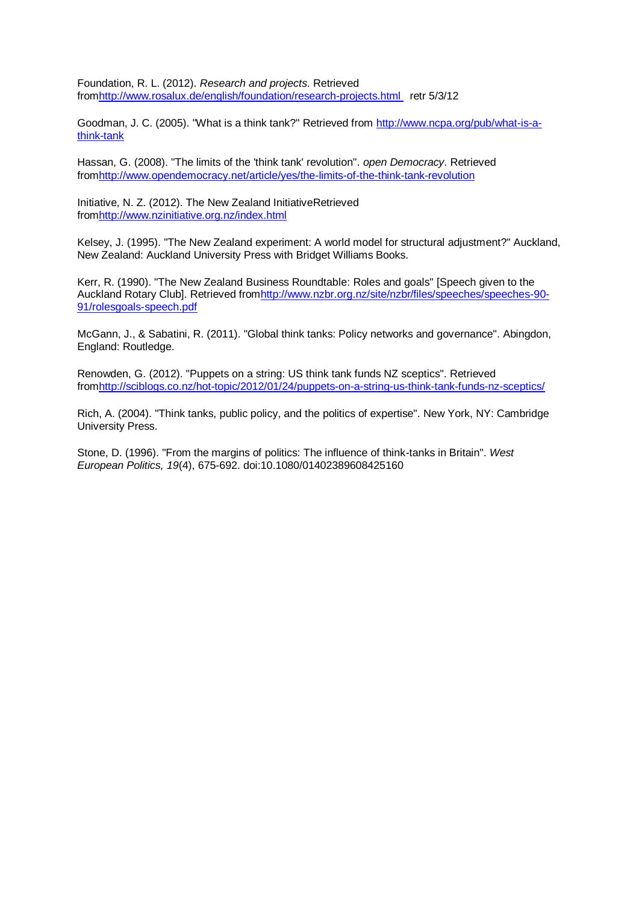Foundation, R. L. (2012). *Research and projects*. Retrieved fromhttp://www.rosalux.de/english/foundation/research-projects.html retr 5/3/12

Goodman, J. C. (2005). "What is a think tank?" Retrieved from http://www.ncpa.org/pub/what-is-a-think-tank

Hassan, G. (2008). "The limits of the 'think tank' revolution". *open Democracy*. Retrieved fromhttp://www.opendemocracy.net/article/yes/the-limits-of-the-think-tank-revolution

Initiative, N. Z. (2012). The New Zealand InitiativeRetrieved fromhttp://www.nzinitiative.org.nz/index.html

Kelsey, J. (1995). "The New Zealand experiment: A world model for structural adjustment?" Auckland, New Zealand: Auckland University Press with Bridget Williams Books.

Kerr, R. (1990). "The New Zealand Business Roundtable: Roles and goals" [Speech given to the Auckland Rotary Club]. Retrieved fromhttp://www.nzbr.org.nz/site/nzbr/files/speeches/speeches-90-91/rolesgoals-speech.pdf

McGann, J., & Sabatini, R. (2011). "Global think tanks: Policy networks and governance". Abingdon, England: Routledge.

Renowden, G. (2012). "Puppets on a string: US think tank funds NZ sceptics". Retrieved fromhttp://sciblogs.co.nz/hot-topic/2012/01/24/puppets-on-a-string-us-think-tank-funds-nz-sceptics/

Rich, A. (2004). "Think tanks, public policy, and the politics of expertise". New York, NY: Cambridge University Press.

Stone, D. (1996). "From the margins of politics: The influence of think-tanks in Britain". *West European Politics, 19*(4), 675-692. doi:10.1080/01402389608425160